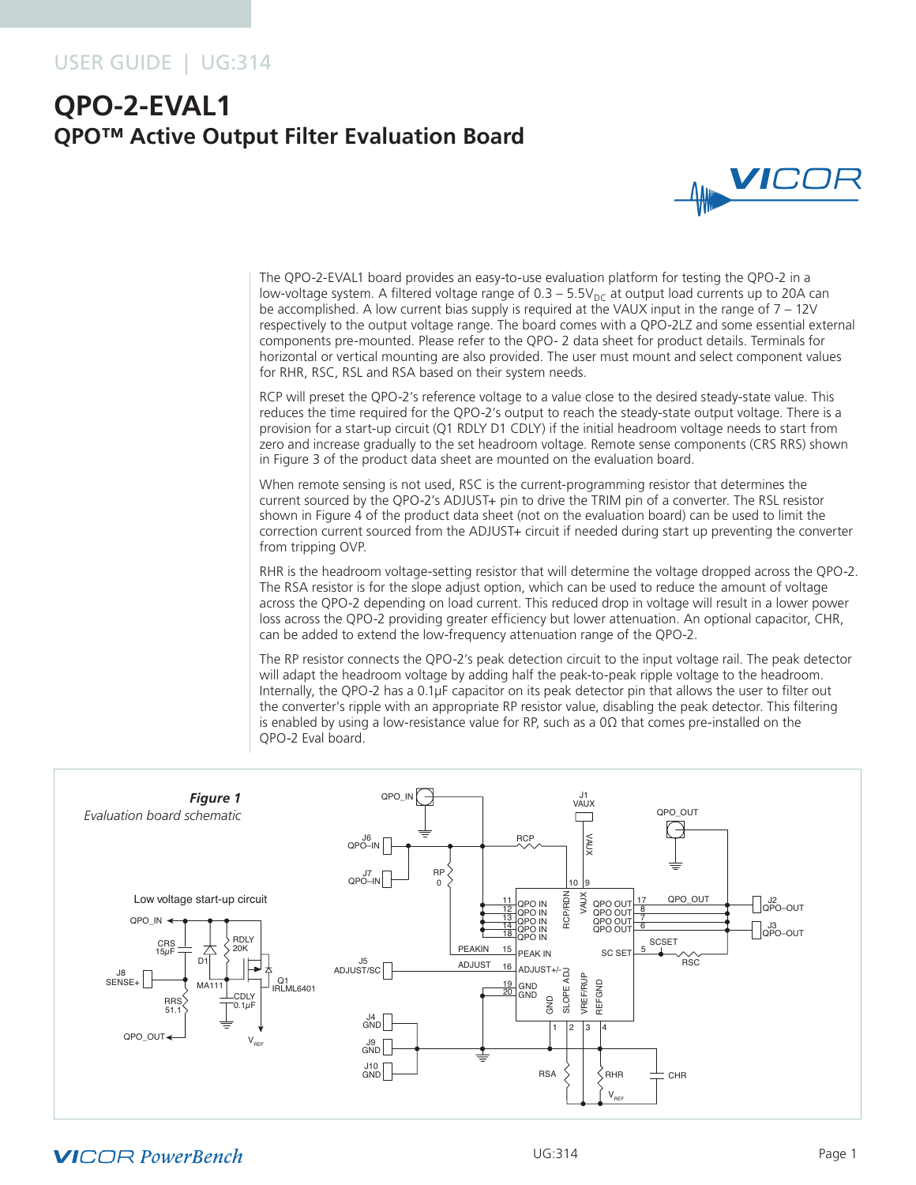USER GUIDE | UG:314

# QPO-2-EVAL1

## QPO™ Active Output Filter Evaluation Board

The QPO-2-EVAL1 board provides an easy-to-use evaluation platform for testing the QPO-2 in a low-voltage system. A filtered voltage range of 0.3 – 5.5$V_{DC}$ at output load currents up to 20A can be accomplished. A low current bias supply is required at the VAUX input in the range of 7 – 12V respectively to the output voltage range. The board comes with a QPO-2LZ and some essential external components pre-mounted. Please refer to the QPO- 2 data sheet for product details. Terminals for horizontal or vertical mounting are also provided. The user must mount and select component values for RHR, RSC, RSL and RSA based on their system needs.

RCP will preset the QPO-2's reference voltage to a value close to the desired steady-state value. This reduces the time required for the QPO-2's output to reach the steady-state output voltage. There is a provision for a start-up circuit (Q1 RDLY D1 CDLY) if the initial headroom voltage needs to start from zero and increase gradually to the set headroom voltage. Remote sense components (CRS RRS) shown in Figure 3 of the product data sheet are mounted on the evaluation board.

When remote sensing is not used, RSC is the current-programming resistor that determines the current sourced by the QPO-2's ADJUST+ pin to drive the TRIM pin of a converter. The RSL resistor shown in Figure 4 of the product data sheet (not on the evaluation board) can be used to limit the correction current sourced from the ADJUST+ circuit if needed during start up preventing the converter from tripping OVP.

RHR is the headroom voltage-setting resistor that will determine the voltage dropped across the QPO-2. The RSA resistor is for the slope adjust option, which can be used to reduce the amount of voltage across the QPO-2 depending on load current. This reduced drop in voltage will result in a lower power loss across the QPO-2 providing greater efficiency but lower attenuation. An optional capacitor, CHR, can be added to extend the low-frequency attenuation range of the QPO-2.

The RP resistor connects the QPO-2's peak detection circuit to the input voltage rail. The peak detector will adapt the headroom voltage by adding half the peak-to-peak ripple voltage to the headroom. Internally, the QPO-2 has a 0.1µF capacitor on its peak detector pin that allows the user to filter out the converter's ripple with an appropriate RP resistor value, disabling the peak detector. This filtering is enabled by using a low-resistance value for RP, such as a 0Ω that comes pre-installed on the QPO-2 Eval board.

***Figure 1***
*Evaluation board schematic*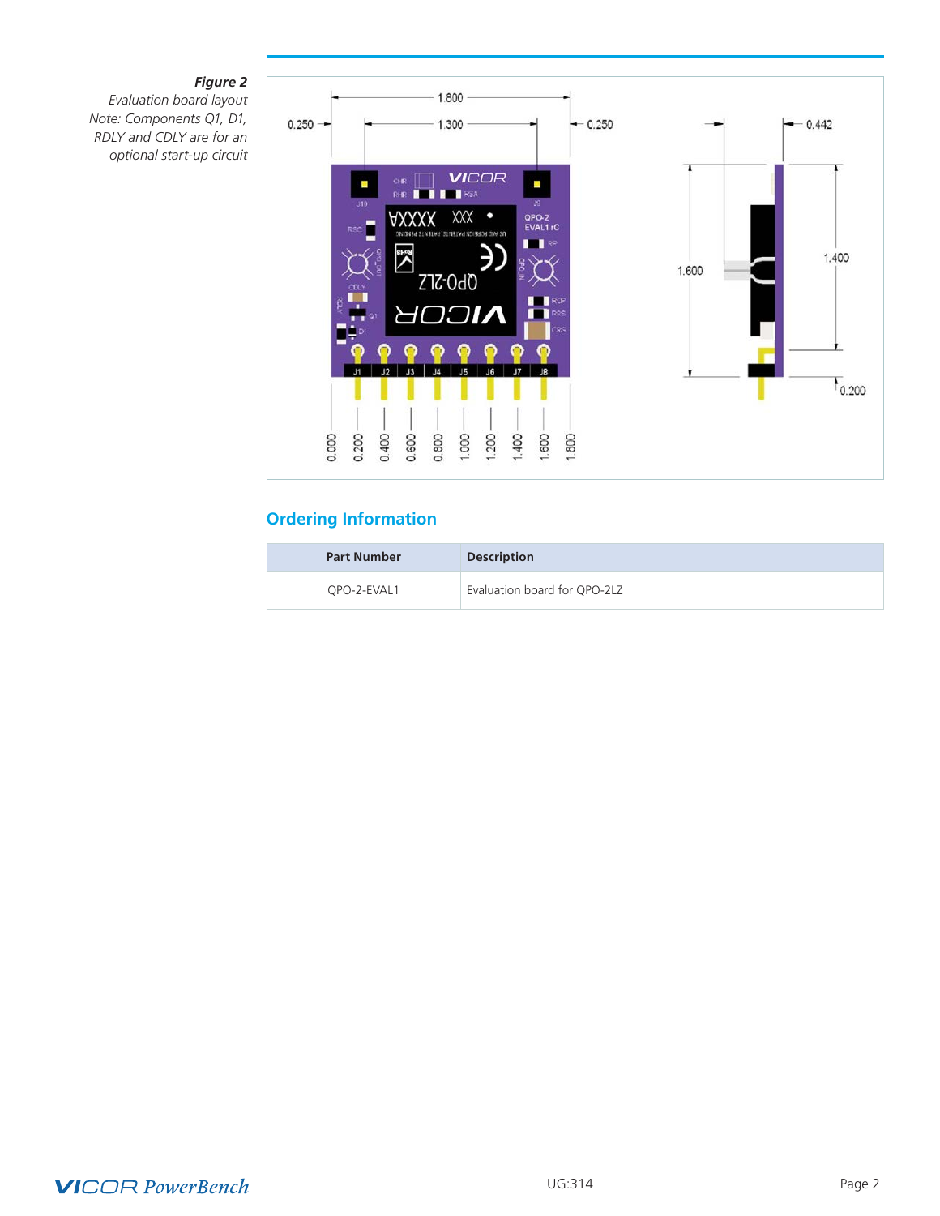***Figure 2***
*Evaluation board layout*
*Note: Components Q1, D1, RDLY and CDLY are for an optional start-up circuit*

## Ordering Information

| Part Number | Description |
|---|---|
| QPO-2-EVAL1 | Evaluation board for QPO-2LZ |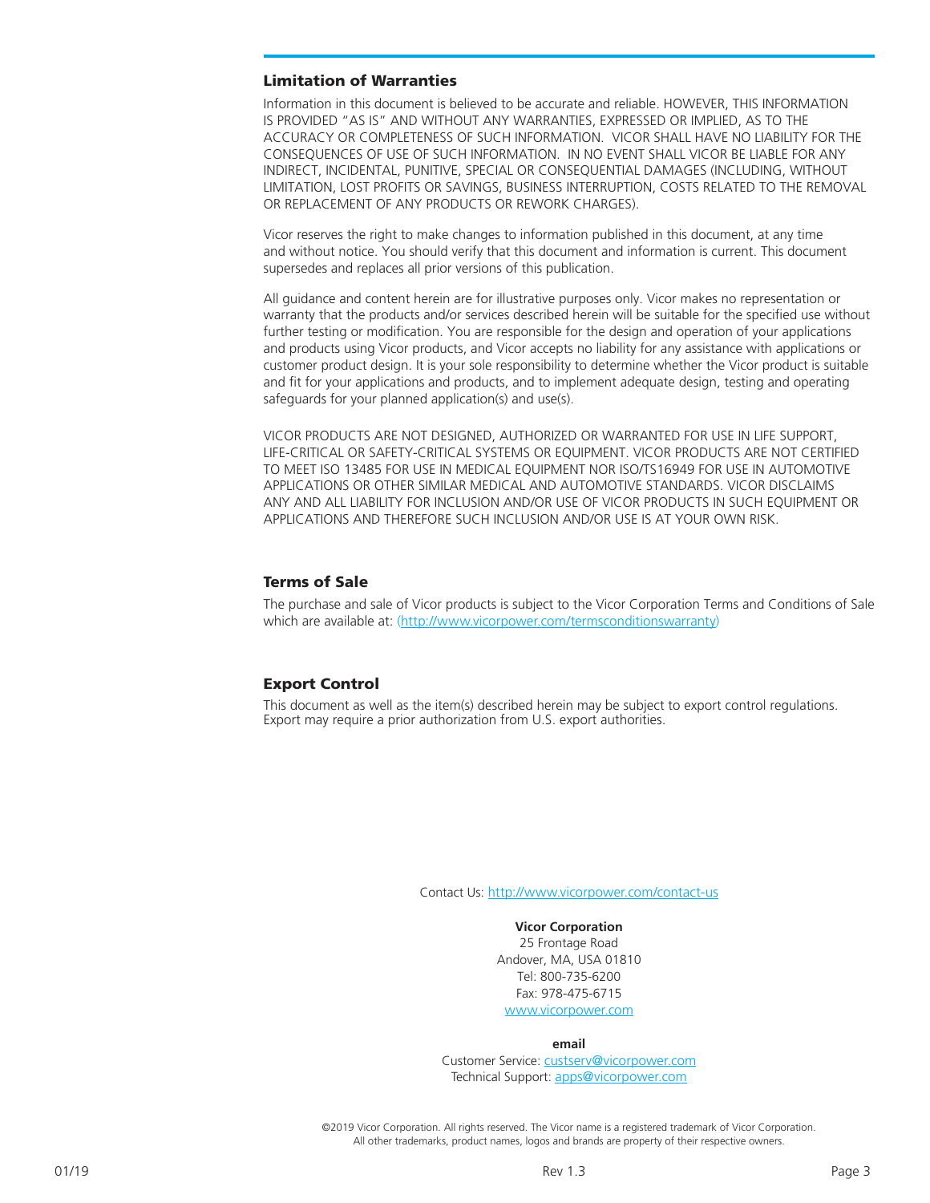## Limitation of Warranties

Information in this document is believed to be accurate and reliable. HOWEVER, THIS INFORMATION IS PROVIDED "AS IS" AND WITHOUT ANY WARRANTIES, EXPRESSED OR IMPLIED, AS TO THE ACCURACY OR COMPLETENESS OF SUCH INFORMATION. VICOR SHALL HAVE NO LIABILITY FOR THE CONSEQUENCES OF USE OF SUCH INFORMATION. IN NO EVENT SHALL VICOR BE LIABLE FOR ANY INDIRECT, INCIDENTAL, PUNITIVE, SPECIAL OR CONSEQUENTIAL DAMAGES (INCLUDING, WITHOUT LIMITATION, LOST PROFITS OR SAVINGS, BUSINESS INTERRUPTION, COSTS RELATED TO THE REMOVAL OR REPLACEMENT OF ANY PRODUCTS OR REWORK CHARGES).

Vicor reserves the right to make changes to information published in this document, at any time and without notice. You should verify that this document and information is current. This document supersedes and replaces all prior versions of this publication.

All guidance and content herein are for illustrative purposes only. Vicor makes no representation or warranty that the products and/or services described herein will be suitable for the specified use without further testing or modification. You are responsible for the design and operation of your applications and products using Vicor products, and Vicor accepts no liability for any assistance with applications or customer product design. It is your sole responsibility to determine whether the Vicor product is suitable and fit for your applications and products, and to implement adequate design, testing and operating safeguards for your planned application(s) and use(s).

VICOR PRODUCTS ARE NOT DESIGNED, AUTHORIZED OR WARRANTED FOR USE IN LIFE SUPPORT, LIFE-CRITICAL OR SAFETY-CRITICAL SYSTEMS OR EQUIPMENT. VICOR PRODUCTS ARE NOT CERTIFIED TO MEET ISO 13485 FOR USE IN MEDICAL EQUIPMENT NOR ISO/TS16949 FOR USE IN AUTOMOTIVE APPLICATIONS OR OTHER SIMILAR MEDICAL AND AUTOMOTIVE STANDARDS. VICOR DISCLAIMS ANY AND ALL LIABILITY FOR INCLUSION AND/OR USE OF VICOR PRODUCTS IN SUCH EQUIPMENT OR APPLICATIONS AND THEREFORE SUCH INCLUSION AND/OR USE IS AT YOUR OWN RISK.

## Terms of Sale

The purchase and sale of Vicor products is subject to the Vicor Corporation Terms and Conditions of Sale which are available at: (http://www.vicorpower.com/termsconditionswarranty)

## Export Control

This document as well as the item(s) described herein may be subject to export control regulations. Export may require a prior authorization from U.S. export authorities.

Contact Us: http://www.vicorpower.com/contact-us

**Vicor Corporation**
25 Frontage Road
Andover, MA, USA 01810
Tel: 800-735-6200
Fax: 978-475-6715
www.vicorpower.com

**email**
Customer Service: custserv@vicorpower.com
Technical Support: apps@vicorpower.com

©2019 Vicor Corporation. All rights reserved. The Vicor name is a registered trademark of Vicor Corporation.
All other trademarks, product names, logos and brands are property of their respective owners.

01/19 Rev 1.3